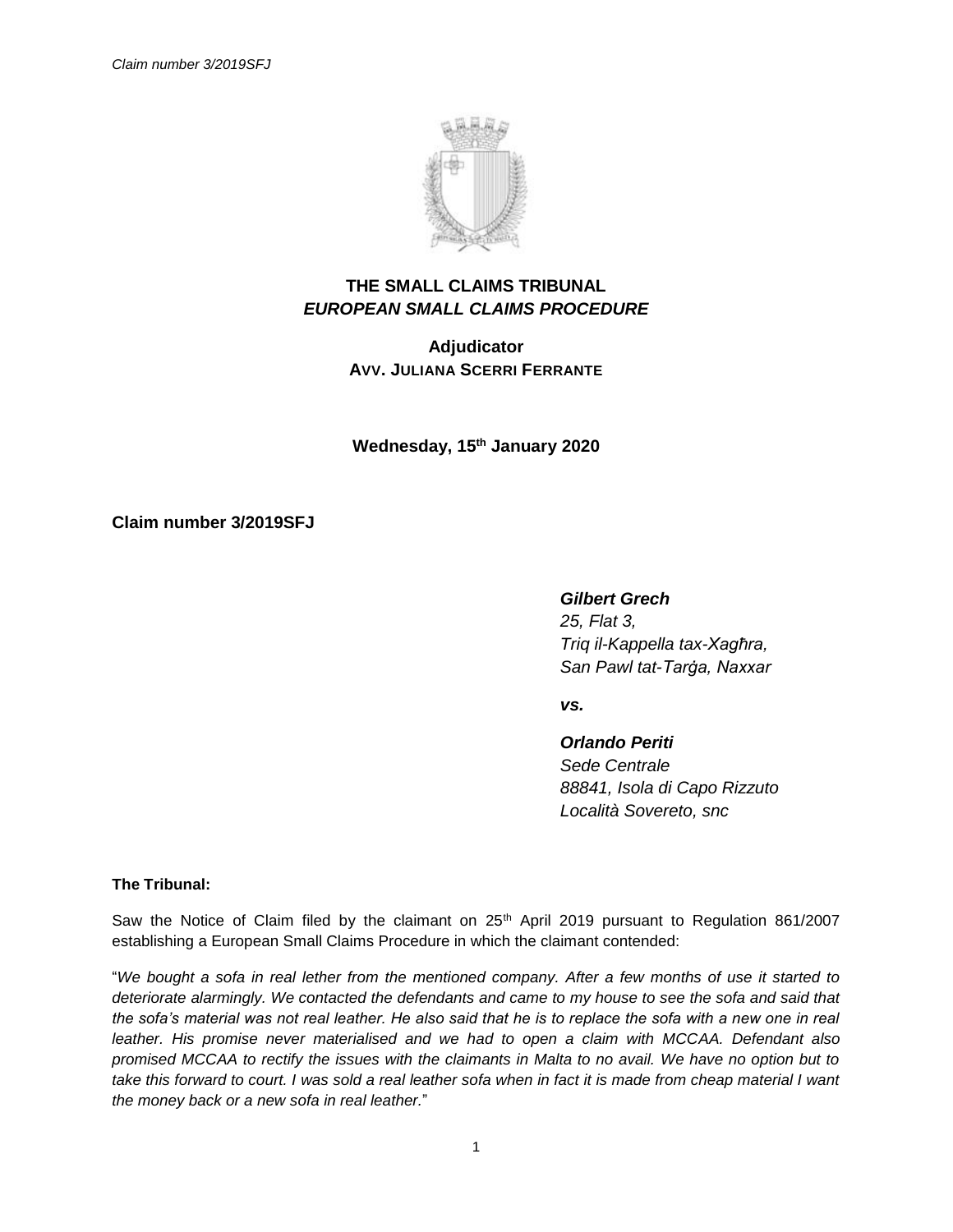**THE SMALL CLAIMS TRIBUNAL**
***EUROPEAN SMALL CLAIMS PROCEDURE***

**Adjudicator**
**AVV. JULIANA SCERRI FERRANTE**

**Wednesday, 15th January 2020**

**Claim number 3/2019SFJ**

***Gilbert Grech***
*25, Flat 3,*
*Triq il-Kappella tax-Xagħra,*
*San Pawl tat-Tarġa, Naxxar*

***vs.***

***Orlando Periti***
*Sede Centrale*
*88841, Isola di Capo Rizzuto*
*Località Sovereto, snc*

**The Tribunal:**

Saw the Notice of Claim filed by the claimant on 25th April 2019 pursuant to Regulation 861/2007 establishing a European Small Claims Procedure in which the claimant contended:

"*We bought a sofa in real lether from the mentioned company. After a few months of use it started to deteriorate alarmingly. We contacted the defendants and came to my house to see the sofa and said that the sofa's material was not real leather. He also said that he is to replace the sofa with a new one in real leather. His promise never materialised and we had to open a claim with MCCAA. Defendant also promised MCCAA to rectify the issues with the claimants in Malta to no avail. We have no option but to take this forward to court. I was sold a real leather sofa when in fact it is made from cheap material I want the money back or a new sofa in real leather.*"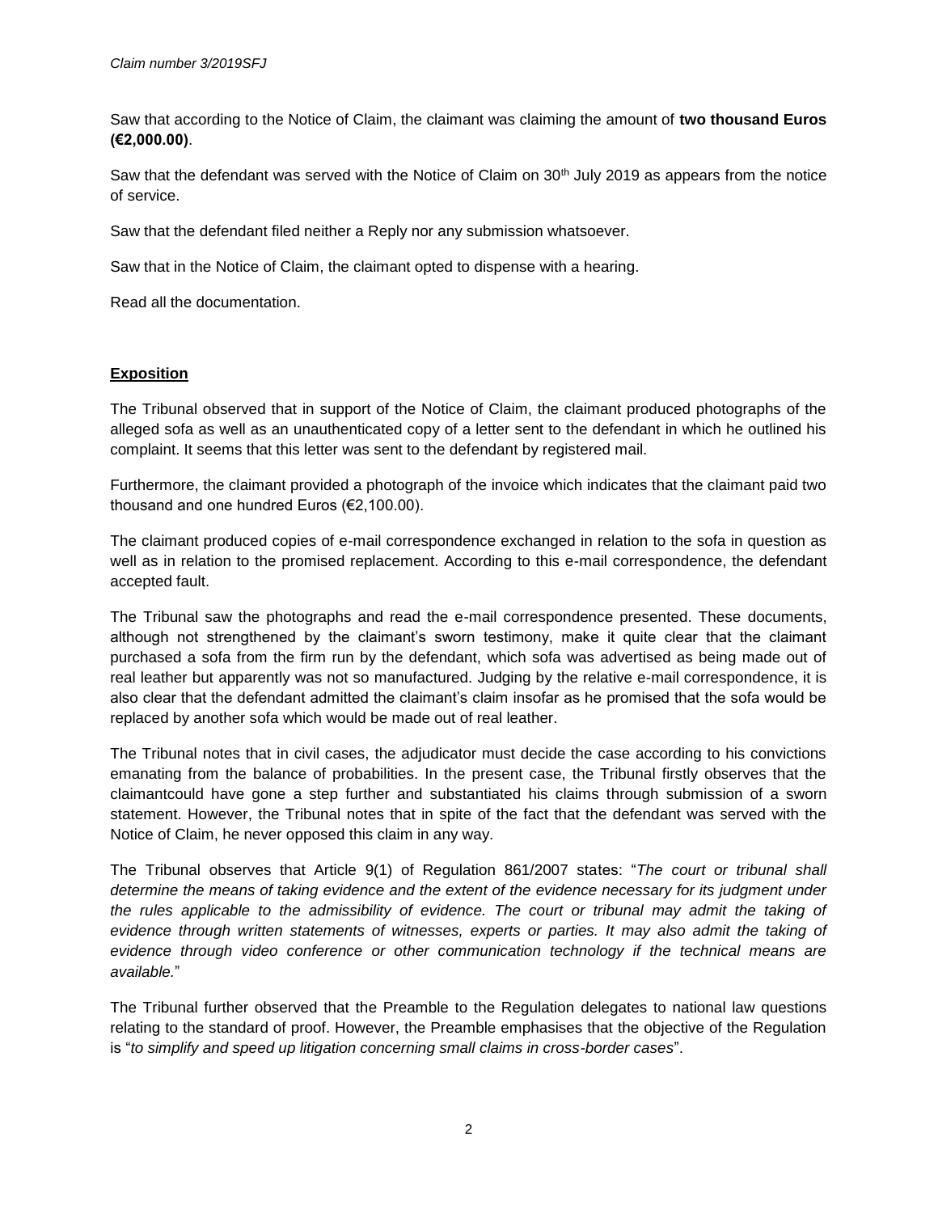Saw that according to the Notice of Claim, the claimant was claiming the amount of **two thousand Euros (€2,000.00)**.

Saw that the defendant was served with the Notice of Claim on 30th July 2019 as appears from the notice of service.

Saw that the defendant filed neither a Reply nor any submission whatsoever.

Saw that in the Notice of Claim, the claimant opted to dispense with a hearing.

Read all the documentation.

## **Exposition**

The Tribunal observed that in support of the Notice of Claim, the claimant produced photographs of the alleged sofa as well as an unauthenticated copy of a letter sent to the defendant in which he outlined his complaint. It seems that this letter was sent to the defendant by registered mail.

Furthermore, the claimant provided a photograph of the invoice which indicates that the claimant paid two thousand and one hundred Euros (€2,100.00).

The claimant produced copies of e-mail correspondence exchanged in relation to the sofa in question as well as in relation to the promised replacement. According to this e-mail correspondence, the defendant accepted fault.

The Tribunal saw the photographs and read the e-mail correspondence presented. These documents, although not strengthened by the claimant's sworn testimony, make it quite clear that the claimant purchased a sofa from the firm run by the defendant, which sofa was advertised as being made out of real leather but apparently was not so manufactured. Judging by the relative e-mail correspondence, it is also clear that the defendant admitted the claimant's claim insofar as he promised that the sofa would be replaced by another sofa which would be made out of real leather.

The Tribunal notes that in civil cases, the adjudicator must decide the case according to his convictions emanating from the balance of probabilities. In the present case, the Tribunal firstly observes that the claimantcould have gone a step further and substantiated his claims through submission of a sworn statement. However, the Tribunal notes that in spite of the fact that the defendant was served with the Notice of Claim, he never opposed this claim in any way.

The Tribunal observes that Article 9(1) of Regulation 861/2007 states: "*The court or tribunal shall determine the means of taking evidence and the extent of the evidence necessary for its judgment under the rules applicable to the admissibility of evidence. The court or tribunal may admit the taking of evidence through written statements of witnesses, experts or parties. It may also admit the taking of evidence through video conference or other communication technology if the technical means are available.*"

The Tribunal further observed that the Preamble to the Regulation delegates to national law questions relating to the standard of proof. However, the Preamble emphasises that the objective of the Regulation is "*to simplify and speed up litigation concerning small claims in cross-border cases*".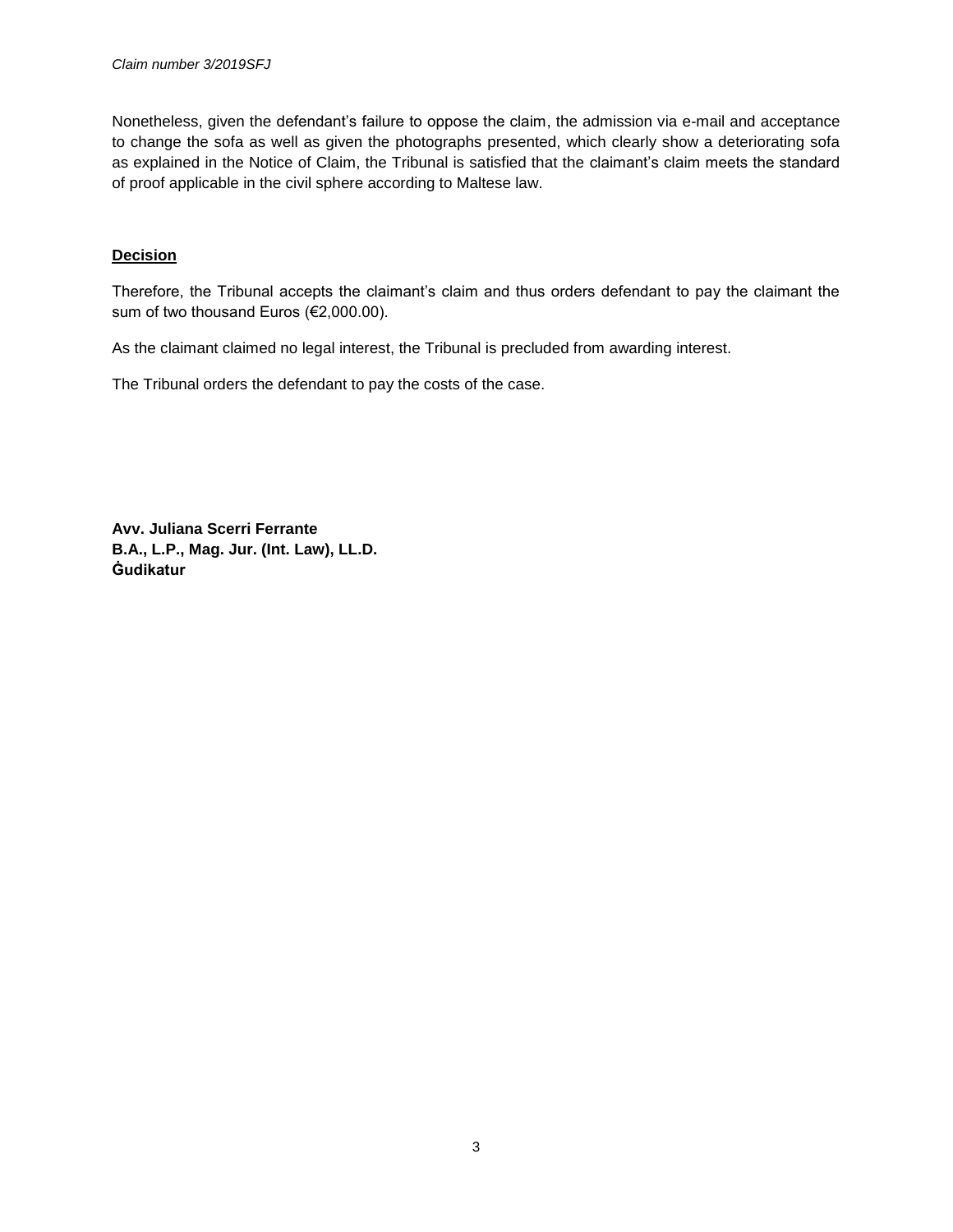Nonetheless, given the defendant's failure to oppose the claim, the admission via e-mail and acceptance to change the sofa as well as given the photographs presented, which clearly show a deteriorating sofa as explained in the Notice of Claim, the Tribunal is satisfied that the claimant's claim meets the standard of proof applicable in the civil sphere according to Maltese law.

## Decision

Therefore, the Tribunal accepts the claimant's claim and thus orders defendant to pay the claimant the sum of two thousand Euros (€2,000.00).

As the claimant claimed no legal interest, the Tribunal is precluded from awarding interest.

The Tribunal orders the defendant to pay the costs of the case.

**Avv. Juliana Scerri Ferrante**
**B.A., L.P., Mag. Jur. (Int. Law), LL.D.**
**Ġudikatur**